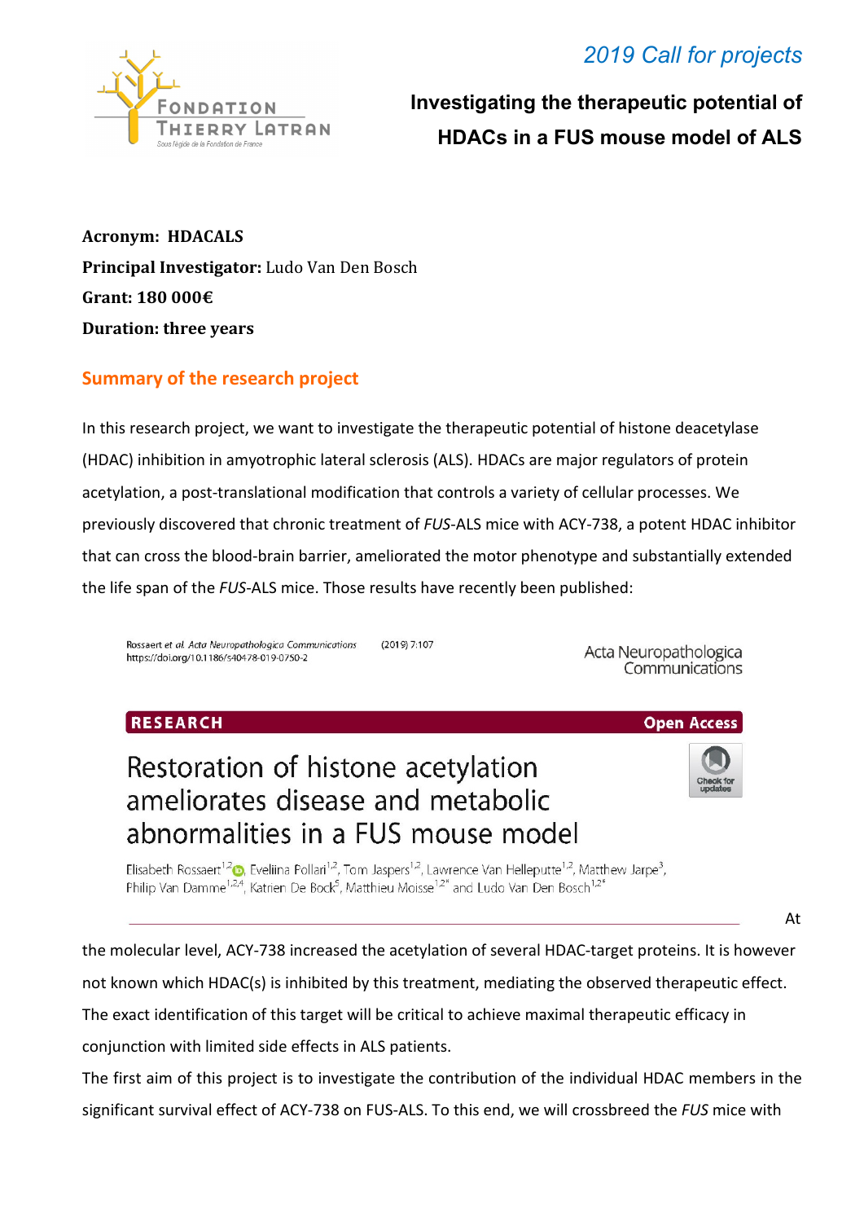2019 Call for projects

# Investigating the therapeutic potential of HDACs in a FUS mouse model of ALS

**Acronym: HDACALS**
**Principal Investigator:** Ludo Van Den Bosch
**Grant: 180 000€**
**Duration: three years**

## Summary of the research project

In this research project, we want to investigate the therapeutic potential of histone deacetylase (HDAC) inhibition in amyotrophic lateral sclerosis (ALS). HDACs are major regulators of protein acetylation, a post-translational modification that controls a variety of cellular processes. We previously discovered that chronic treatment of *FUS*-ALS mice with ACY-738, a potent HDAC inhibitor that can cross the blood-brain barrier, ameliorated the motor phenotype and substantially extended the life span of the *FUS*-ALS mice. Those results have recently been published:

Rossaert et al. Acta Neuropathologica Communications (2019) 7:107
https://doi.org/10.1186/s40478-019-0750-2

Acta Neuropathologica Communications

RESEARCH — Open Access

**Restoration of histone acetylation ameliorates disease and metabolic abnormalities in a FUS mouse model**

Elisabeth Rossaert[1,2], Eveliina Pollari[1,2], Tom Jaspers[1,2], Lawrence Van Helleputte[1,2], Matthew Jarpe[3], Philip Van Damme[1,2,4], Katrien De Bock[5], Matthieu Moisse[1,2*] and Ludo Van Den Bosch[1,2*]

At the molecular level, ACY-738 increased the acetylation of several HDAC-target proteins. It is however not known which HDAC(s) is inhibited by this treatment, mediating the observed therapeutic effect. The exact identification of this target will be critical to achieve maximal therapeutic efficacy in conjunction with limited side effects in ALS patients.

The first aim of this project is to investigate the contribution of the individual HDAC members in the significant survival effect of ACY-738 on FUS-ALS. To this end, we will crossbreed the *FUS* mice with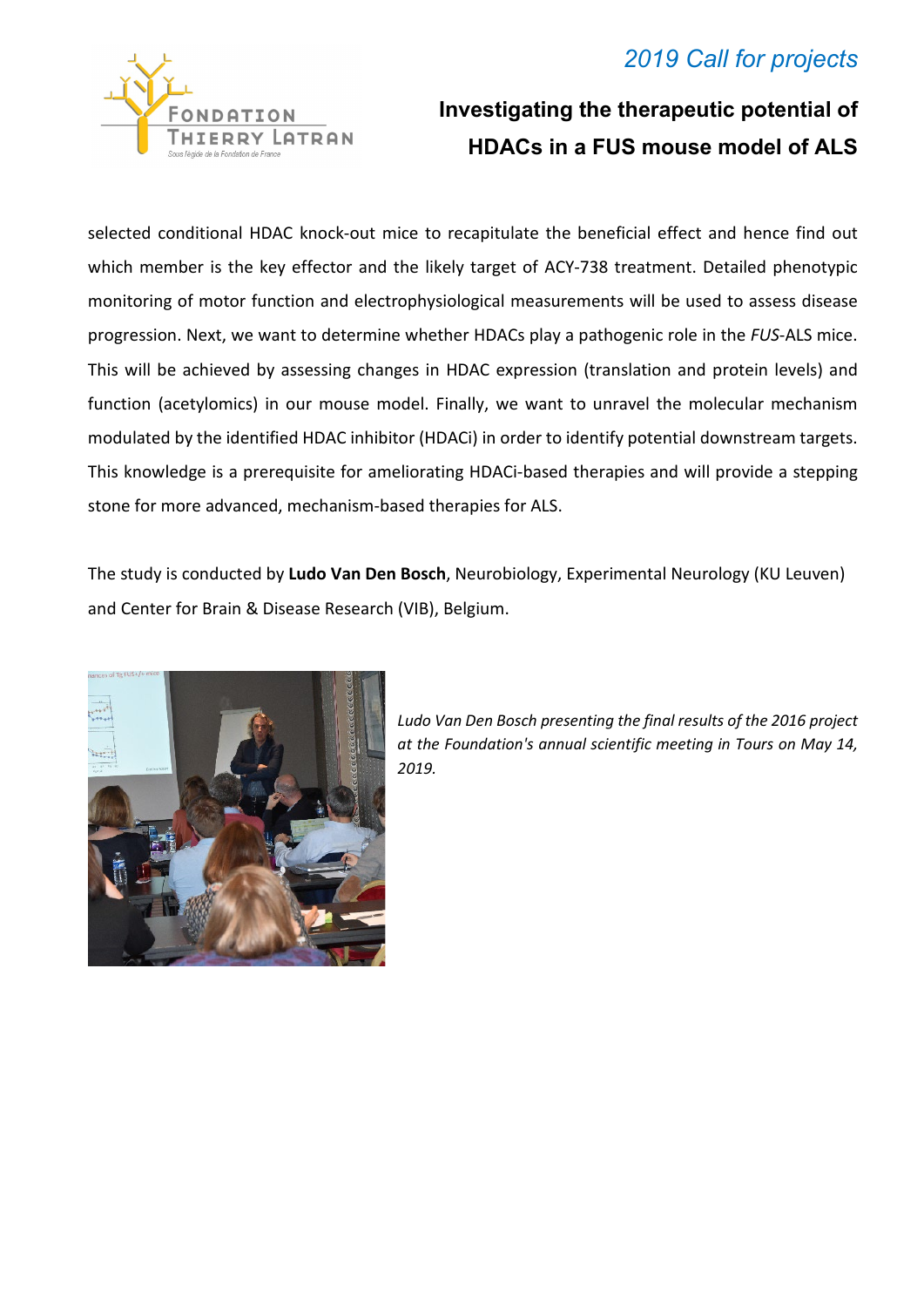selected conditional HDAC knock-out mice to recapitulate the beneficial effect and hence find out which member is the key effector and the likely target of ACY-738 treatment. Detailed phenotypic monitoring of motor function and electrophysiological measurements will be used to assess disease progression. Next, we want to determine whether HDACs play a pathogenic role in the *FUS*-ALS mice. This will be achieved by assessing changes in HDAC expression (translation and protein levels) and function (acetylomics) in our mouse model. Finally, we want to unravel the molecular mechanism modulated by the identified HDAC inhibitor (HDACi) in order to identify potential downstream targets. This knowledge is a prerequisite for ameliorating HDACi-based therapies and will provide a stepping stone for more advanced, mechanism-based therapies for ALS.

The study is conducted by **Ludo Van Den Bosch**, Neurobiology, Experimental Neurology (KU Leuven) and Center for Brain & Disease Research (VIB), Belgium.

*Ludo Van Den Bosch presenting the final results of the 2016 project at the Foundation's annual scientific meeting in Tours on May 14, 2019.*